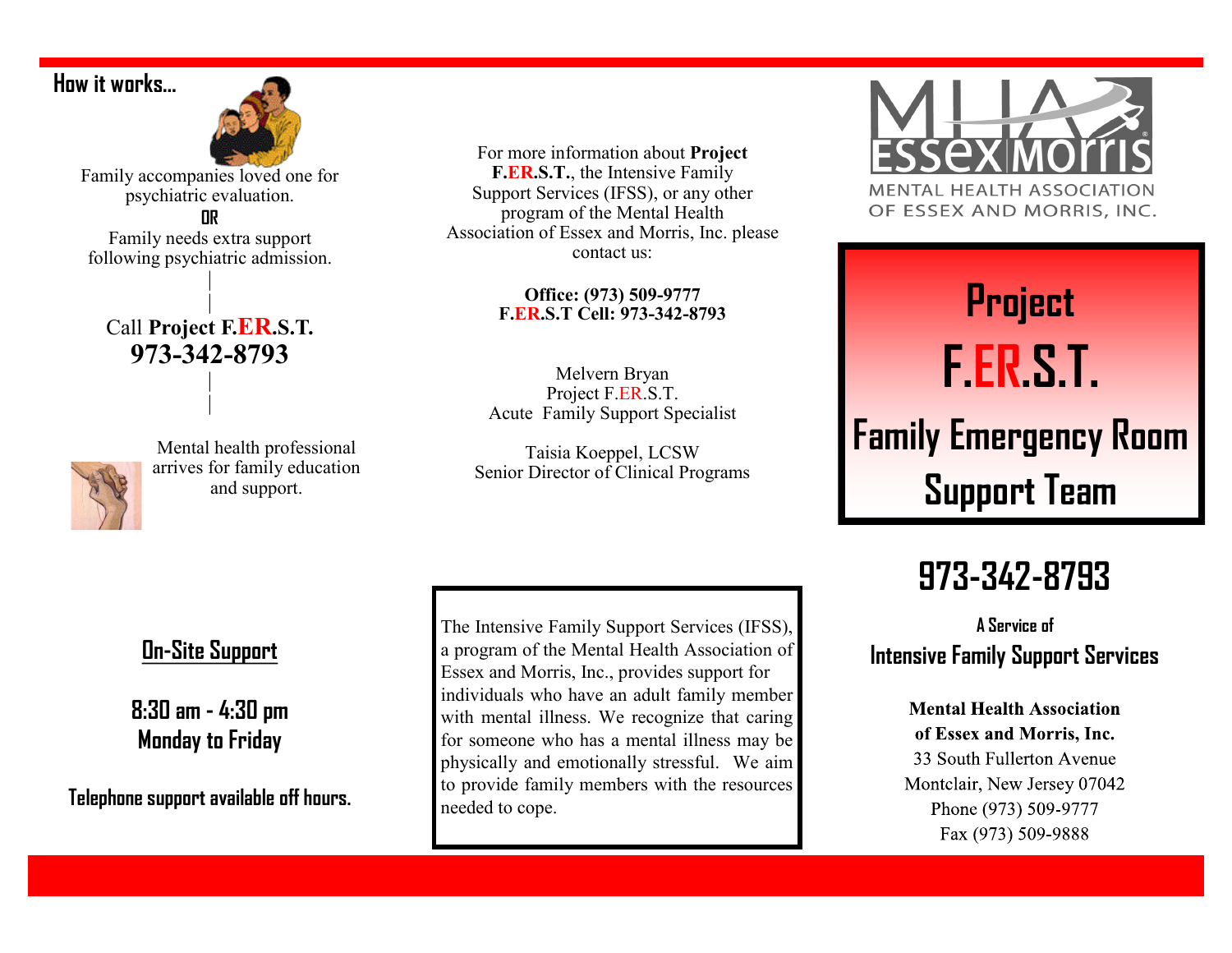## How it works...

Family accompanies loved one for psychiatric evaluation.

**OR**

Family needs extra support following psychiatric admission.

Call **Project F.ER.S.T.**
**973-342-8793**

Mental health professional arrives for family education and support.

## On-Site Support

**8:30 am - 4:30 pm**
**Monday to Friday**

**Telephone support available off hours.**

For more information about **Project F.ER.S.T.**, the Intensive Family Support Services (IFSS), or any other program of the Mental Health Association of Essex and Morris, Inc. please contact us:

**Office: (973) 509-9777**
**F.ER.S.T Cell: 973-342-8793**

Melvern Bryan
Project F.ER.S.T.
Acute Family Support Specialist

Taisia Koeppel, LCSW
Senior Director of Clinical Programs

The Intensive Family Support Services (IFSS), a program of the Mental Health Association of Essex and Morris, Inc., provides support for individuals who have an adult family member with mental illness. We recognize that caring for someone who has a mental illness may be physically and emotionally stressful. We aim to provide family members with the resources needed to cope.

MHA Essex Morris
MENTAL HEALTH ASSOCIATION OF ESSEX AND MORRIS, INC.

# Project F.ER.S.T.
# Family Emergency Room Support Team

## 973-342-8793

A Service of
**Intensive Family Support Services**

**Mental Health Association of Essex and Morris, Inc.**
33 South Fullerton Avenue
Montclair, New Jersey 07042
Phone (973) 509-9777
Fax (973) 509-9888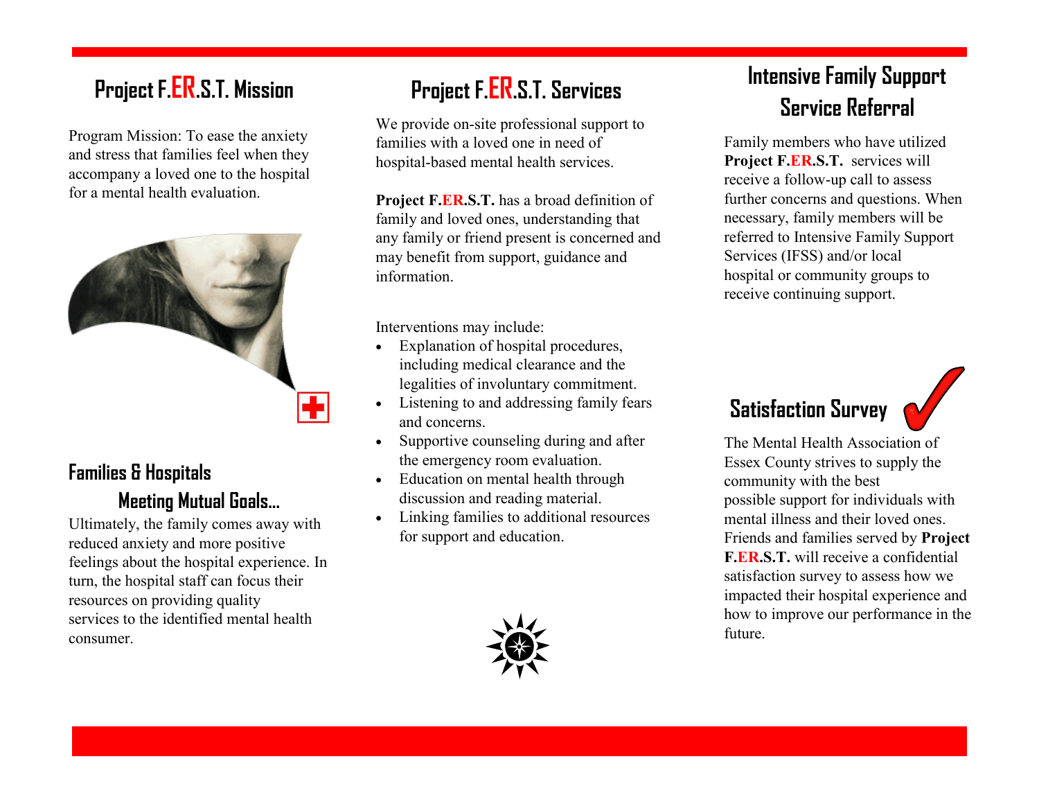## Project F.ER.S.T. Mission

Program Mission: To ease the anxiety and stress that families feel when they accompany a loved one to the hospital for a mental health evaluation.

## Families & Hospitals Meeting Mutual Goals...

Ultimately, the family comes away with reduced anxiety and more positive feelings about the hospital experience. In turn, the hospital staff can focus their resources on providing quality services to the identified mental health consumer.

## Project F.ER.S.T. Services

We provide on-site professional support to families with a loved one in need of hospital-based mental health services.

**Project F.ER.S.T.** has a broad definition of family and loved ones, understanding that any family or friend present is concerned and may benefit from support, guidance and information.

Interventions may include:

- Explanation of hospital procedures, including medical clearance and the legalities of involuntary commitment.
- Listening to and addressing family fears and concerns.
- Supportive counseling during and after the emergency room evaluation.
- Education on mental health through discussion and reading material.
- Linking families to additional resources for support and education.

## Intensive Family Support Service Referral

Family members who have utilized **Project F.ER.S.T.** services will receive a follow-up call to assess further concerns and questions. When necessary, family members will be referred to Intensive Family Support Services (IFSS) and/or local hospital or community groups to receive continuing support.

## Satisfaction Survey

The Mental Health Association of Essex County strives to supply the community with the best possible support for individuals with mental illness and their loved ones. Friends and families served by **Project F.ER.S.T.** will receive a confidential satisfaction survey to assess how we impacted their hospital experience and how to improve our performance in the future.